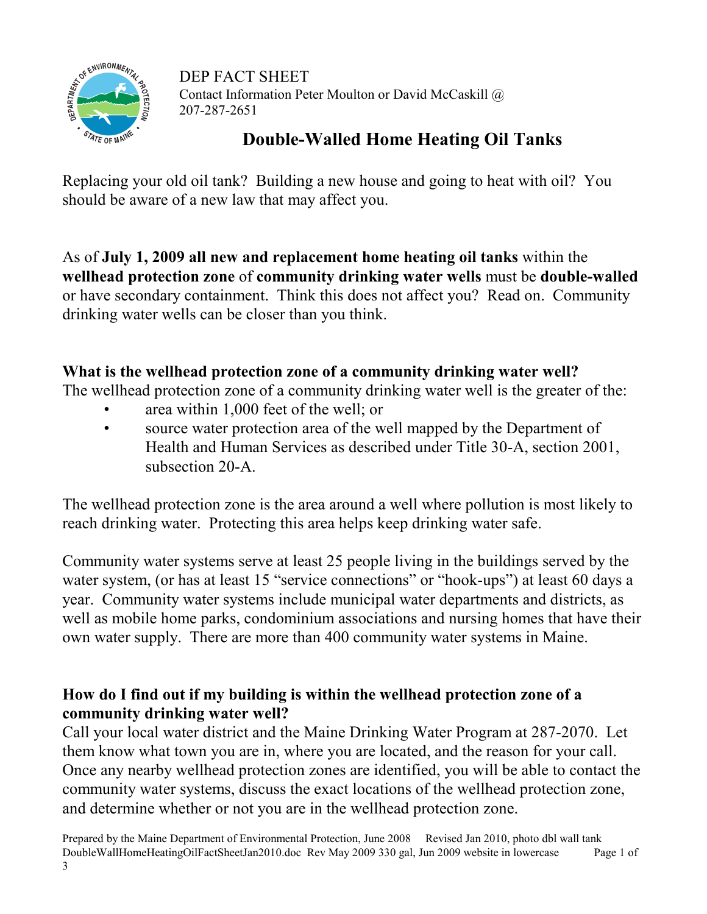DEP FACT SHEET
Contact Information Peter Moulton or David McCaskill @ 207-287-2651

# Double-Walled Home Heating Oil Tanks

Replacing your old oil tank? Building a new house and going to heat with oil? You should be aware of a new law that may affect you.

As of **July 1, 2009 all new and replacement home heating oil tanks** within the **wellhead protection zone** of **community drinking water wells** must be **double-walled** or have secondary containment. Think this does not affect you? Read on. Community drinking water wells can be closer than you think.

## What is the wellhead protection zone of a community drinking water well?

The wellhead protection zone of a community drinking water well is the greater of the:

- area within 1,000 feet of the well; or
- source water protection area of the well mapped by the Department of Health and Human Services as described under Title 30-A, section 2001, subsection 20-A.

The wellhead protection zone is the area around a well where pollution is most likely to reach drinking water. Protecting this area helps keep drinking water safe.

Community water systems serve at least 25 people living in the buildings served by the water system, (or has at least 15 "service connections" or "hook-ups") at least 60 days a year. Community water systems include municipal water departments and districts, as well as mobile home parks, condominium associations and nursing homes that have their own water supply. There are more than 400 community water systems in Maine.

## How do I find out if my building is within the wellhead protection zone of a community drinking water well?

Call your local water district and the Maine Drinking Water Program at 287-2070. Let them know what town you are in, where you are located, and the reason for your call. Once any nearby wellhead protection zones are identified, you will be able to contact the community water systems, discuss the exact locations of the wellhead protection zone, and determine whether or not you are in the wellhead protection zone.

Prepared by the Maine Department of Environmental Protection, June 2008 Revised Jan 2010, photo dbl wall tank
DoubleWallHomeHeatingOilFactSheetJan2010.doc Rev May 2009 330 gal, Jun 2009 website in lowercase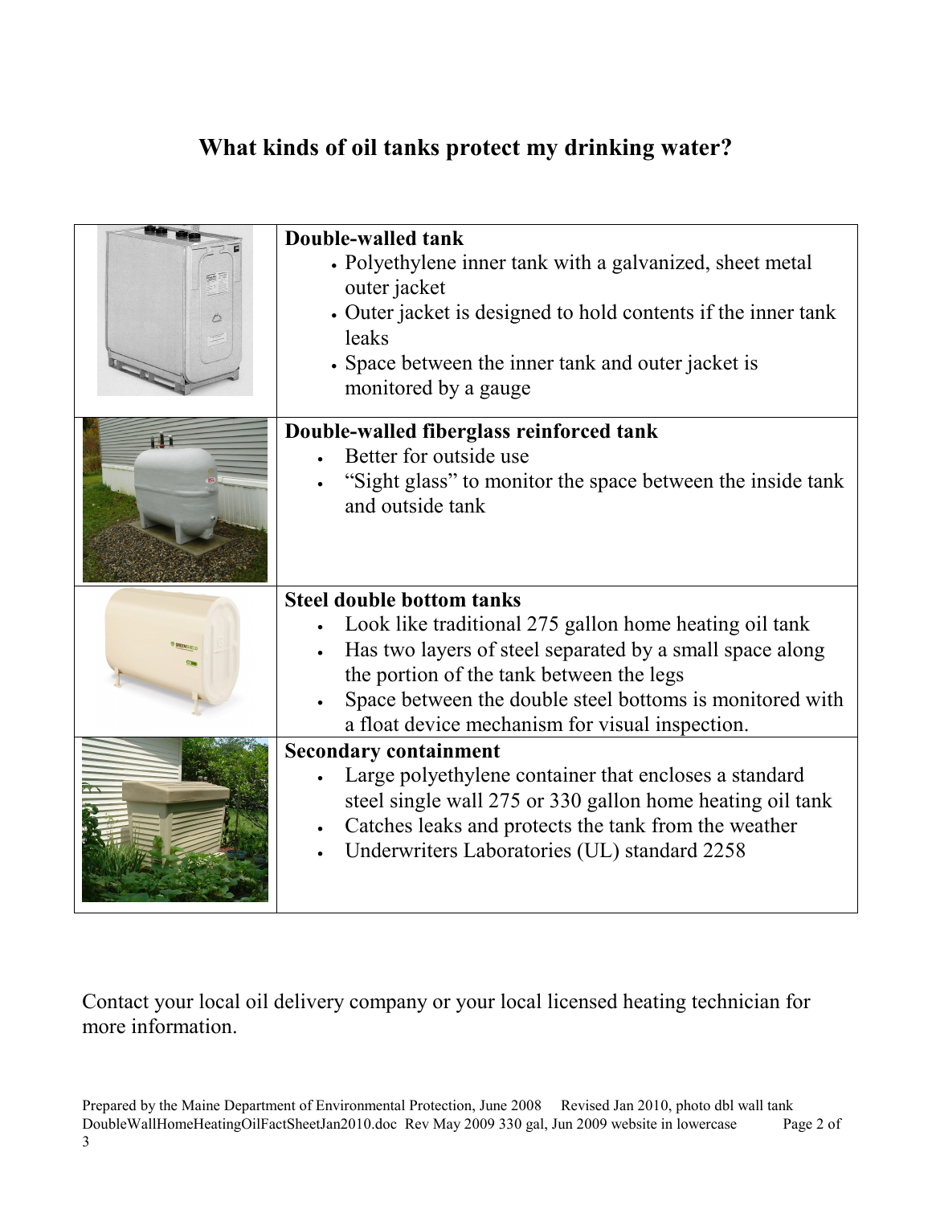## What kinds of oil tanks protect my drinking water?

|  |  |
|---|---|
|  | **Double-walled tank**<br>• Polyethylene inner tank with a galvanized, sheet metal outer jacket<br>• Outer jacket is designed to hold contents if the inner tank leaks<br>• Space between the inner tank and outer jacket is monitored by a gauge |
|  | **Double-walled fiberglass reinforced tank**<br>• Better for outside use<br>• "Sight glass" to monitor the space between the inside tank and outside tank |
|  | **Steel double bottom tanks**<br>• Look like traditional 275 gallon home heating oil tank<br>• Has two layers of steel separated by a small space along the portion of the tank between the legs<br>• Space between the double steel bottoms is monitored with a float device mechanism for visual inspection. |
|  | **Secondary containment**<br>• Large polyethylene container that encloses a standard steel single wall 275 or 330 gallon home heating oil tank<br>• Catches leaks and protects the tank from the weather<br>• Underwriters Laboratories (UL) standard 2258 |

Contact your local oil delivery company or your local licensed heating technician for more information.

Prepared by the Maine Department of Environmental Protection, June 2008 Revised Jan 2010, photo dbl wall tank
DoubleWallHomeHeatingOilFactSheetJan2010.doc Rev May 2009 330 gal, Jun 2009 website in lowercase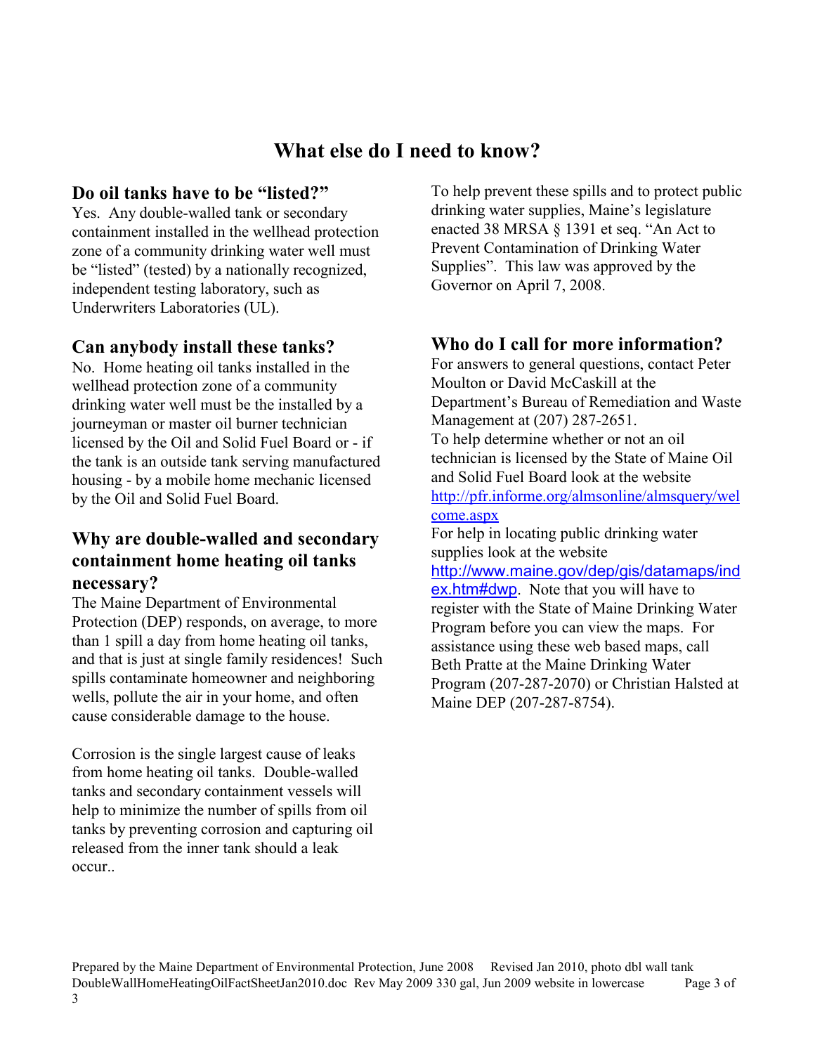# What else do I need to know?

## Do oil tanks have to be "listed?"

Yes. Any double-walled tank or secondary containment installed in the wellhead protection zone of a community drinking water well must be "listed" (tested) by a nationally recognized, independent testing laboratory, such as Underwriters Laboratories (UL).

## Can anybody install these tanks?

No. Home heating oil tanks installed in the wellhead protection zone of a community drinking water well must be the installed by a journeyman or master oil burner technician licensed by the Oil and Solid Fuel Board or - if the tank is an outside tank serving manufactured housing - by a mobile home mechanic licensed by the Oil and Solid Fuel Board.

## Why are double-walled and secondary containment home heating oil tanks necessary?

The Maine Department of Environmental Protection (DEP) responds, on average, to more than 1 spill a day from home heating oil tanks, and that is just at single family residences! Such spills contaminate homeowner and neighboring wells, pollute the air in your home, and often cause considerable damage to the house.

Corrosion is the single largest cause of leaks from home heating oil tanks. Double-walled tanks and secondary containment vessels will help to minimize the number of spills from oil tanks by preventing corrosion and capturing oil released from the inner tank should a leak occur..

To help prevent these spills and to protect public drinking water supplies, Maine's legislature enacted 38 MRSA § 1391 et seq. "An Act to Prevent Contamination of Drinking Water Supplies". This law was approved by the Governor on April 7, 2008.

## Who do I call for more information?

For answers to general questions, contact Peter Moulton or David McCaskill at the Department's Bureau of Remediation and Waste Management at (207) 287-2651.

To help determine whether or not an oil technician is licensed by the State of Maine Oil and Solid Fuel Board look at the website http://pfr.informe.org/almsonline/almsquery/welcome.aspx

For help in locating public drinking water supplies look at the website http://www.maine.gov/dep/gis/datamaps/index.htm#dwp. Note that you will have to register with the State of Maine Drinking Water Program before you can view the maps. For assistance using these web based maps, call Beth Pratte at the Maine Drinking Water Program (207-287-2070) or Christian Halsted at Maine DEP (207-287-8754).

Prepared by the Maine Department of Environmental Protection, June 2008 Revised Jan 2010, photo dbl wall tank
DoubleWallHomeHeatingOilFactSheetJan2010.doc Rev May 2009 330 gal, Jun 2009 website in lowercase